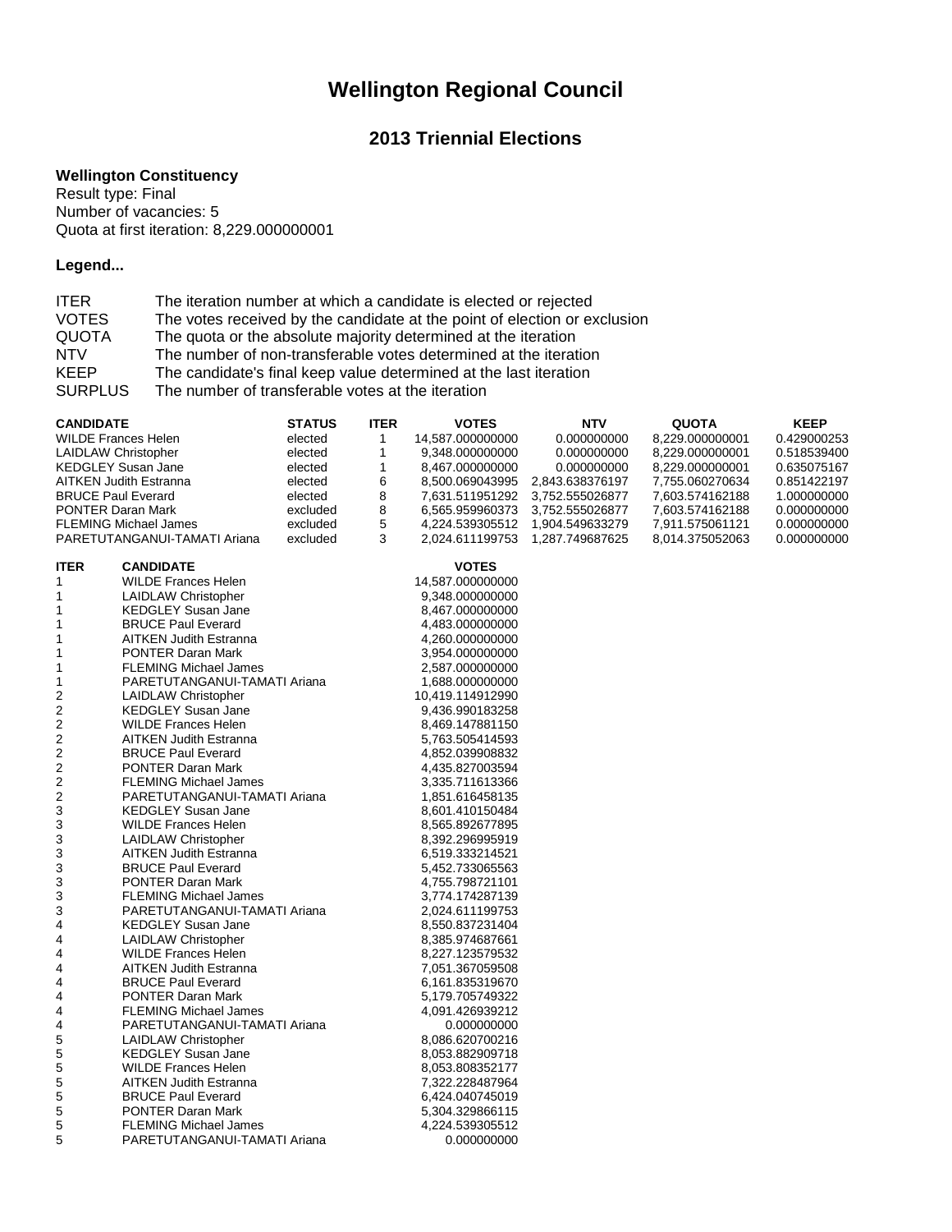# Wellington Regional Council

## 2013 Triennial Elections

**Wellington Constituency**
Result type: Final
Number of vacancies: 5
Quota at first iteration: 8,229.000000001

**Legend...**

| | |
|---|---|
| ITER | The iteration number at which a candidate is elected or rejected |
| VOTES | The votes received by the candidate at the point of election or exclusion |
| QUOTA | The quota or the absolute majority determined at the iteration |
| NTV | The number of non-transferable votes determined at the iteration |
| KEEP | The candidate's final keep value determined at the last iteration |
| SURPLUS | The number of transferable votes at the iteration |

| CANDIDATE | STATUS | ITER | VOTES | NTV | QUOTA | KEEP |
|---|---|---|---|---|---|---|
| WILDE Frances Helen | elected | 1 | 14,587.000000000 | 0.000000000 | 8,229.000000001 | 0.429000253 |
| LAIDLAW Christopher | elected | 1 | 9,348.000000000 | 0.000000000 | 8,229.000000001 | 0.518539400 |
| KEDGLEY Susan Jane | elected | 1 | 8,467.000000000 | 0.000000000 | 8,229.000000001 | 0.635075167 |
| AITKEN Judith Estranna | elected | 6 | 8,500.069043995 | 2,843.638376197 | 7,755.060270634 | 0.851422197 |
| BRUCE Paul Everard | elected | 8 | 7,631.511951292 | 3,752.555026877 | 7,603.574162188 | 1.000000000 |
| PONTER Daran Mark | excluded | 8 | 6,565.959960373 | 3,752.555026877 | 7,603.574162188 | 0.000000000 |
| FLEMING Michael James | excluded | 5 | 4,224.539305512 | 1,904.549633279 | 7,911.575061121 | 0.000000000 |
| PARETUTANGANUI-TAMATI Ariana | excluded | 3 | 2,024.611199753 | 1,287.749687625 | 8,014.375052063 | 0.000000000 |

| ITER | CANDIDATE | VOTES |
|---|---|---|
| 1 | WILDE Frances Helen | 14,587.000000000 |
| 1 | LAIDLAW Christopher | 9,348.000000000 |
| 1 | KEDGLEY Susan Jane | 8,467.000000000 |
| 1 | BRUCE Paul Everard | 4,483.000000000 |
| 1 | AITKEN Judith Estranna | 4,260.000000000 |
| 1 | PONTER Daran Mark | 3,954.000000000 |
| 1 | FLEMING Michael James | 2,587.000000000 |
| 1 | PARETUTANGANUI-TAMATI Ariana | 1,688.000000000 |
| 2 | LAIDLAW Christopher | 10,419.114912990 |
| 2 | KEDGLEY Susan Jane | 9,436.990183258 |
| 2 | WILDE Frances Helen | 8,469.147881150 |
| 2 | AITKEN Judith Estranna | 5,763.505414593 |
| 2 | BRUCE Paul Everard | 4,852.039908832 |
| 2 | PONTER Daran Mark | 4,435.827003594 |
| 2 | FLEMING Michael James | 3,335.711613366 |
| 2 | PARETUTANGANUI-TAMATI Ariana | 1,851.616458135 |
| 3 | KEDGLEY Susan Jane | 8,601.410150484 |
| 3 | WILDE Frances Helen | 8,565.892677895 |
| 3 | LAIDLAW Christopher | 8,392.296995919 |
| 3 | AITKEN Judith Estranna | 6,519.333214521 |
| 3 | BRUCE Paul Everard | 5,452.733065563 |
| 3 | PONTER Daran Mark | 4,755.798721101 |
| 3 | FLEMING Michael James | 3,774.174287139 |
| 3 | PARETUTANGANUI-TAMATI Ariana | 2,024.611199753 |
| 4 | KEDGLEY Susan Jane | 8,550.837231404 |
| 4 | LAIDLAW Christopher | 8,385.974687661 |
| 4 | WILDE Frances Helen | 8,227.123579532 |
| 4 | AITKEN Judith Estranna | 7,051.367059508 |
| 4 | BRUCE Paul Everard | 6,161.835319670 |
| 4 | PONTER Daran Mark | 5,179.705749322 |
| 4 | FLEMING Michael James | 4,091.426939212 |
| 4 | PARETUTANGANUI-TAMATI Ariana | 0.000000000 |
| 5 | LAIDLAW Christopher | 8,086.620700216 |
| 5 | KEDGLEY Susan Jane | 8,053.882909718 |
| 5 | WILDE Frances Helen | 8,053.808352177 |
| 5 | AITKEN Judith Estranna | 7,322.228487964 |
| 5 | BRUCE Paul Everard | 6,424.040745019 |
| 5 | PONTER Daran Mark | 5,304.329866115 |
| 5 | FLEMING Michael James | 4,224.539305512 |
| 5 | PARETUTANGANUI-TAMATI Ariana | 0.000000000 |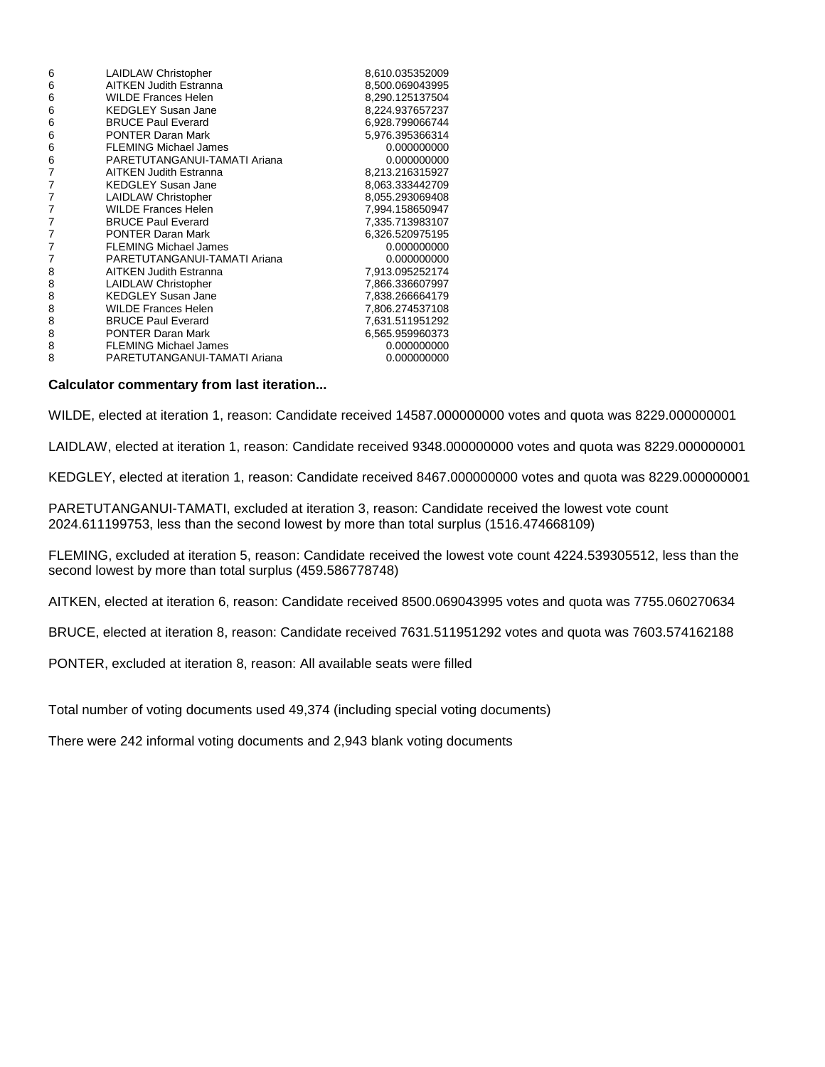| | | |
|---|---|---|
| 6 | LAIDLAW Christopher | 8,610.035352009 |
| 6 | AITKEN Judith Estranna | 8,500.069043995 |
| 6 | WILDE Frances Helen | 8,290.125137504 |
| 6 | KEDGLEY Susan Jane | 8,224.937657237 |
| 6 | BRUCE Paul Everard | 6,928.799066744 |
| 6 | PONTER Daran Mark | 5,976.395366314 |
| 6 | FLEMING Michael James | 0.000000000 |
| 6 | PARETUTANGANUI-TAMATI Ariana | 0.000000000 |
| 7 | AITKEN Judith Estranna | 8,213.216315927 |
| 7 | KEDGLEY Susan Jane | 8,063.333442709 |
| 7 | LAIDLAW Christopher | 8,055.293069408 |
| 7 | WILDE Frances Helen | 7,994.158650947 |
| 7 | BRUCE Paul Everard | 7,335.713983107 |
| 7 | PONTER Daran Mark | 6,326.520975195 |
| 7 | FLEMING Michael James | 0.000000000 |
| 7 | PARETUTANGANUI-TAMATI Ariana | 0.000000000 |
| 8 | AITKEN Judith Estranna | 7,913.095252174 |
| 8 | LAIDLAW Christopher | 7,866.336607997 |
| 8 | KEDGLEY Susan Jane | 7,838.266664179 |
| 8 | WILDE Frances Helen | 7,806.274537108 |
| 8 | BRUCE Paul Everard | 7,631.511951292 |
| 8 | PONTER Daran Mark | 6,565.959960373 |
| 8 | FLEMING Michael James | 0.000000000 |
| 8 | PARETUTANGANUI-TAMATI Ariana | 0.000000000 |

**Calculator commentary from last iteration...**

WILDE, elected at iteration 1, reason: Candidate received 14587.000000000 votes and quota was 8229.000000001

LAIDLAW, elected at iteration 1, reason: Candidate received 9348.000000000 votes and quota was 8229.000000001

KEDGLEY, elected at iteration 1, reason: Candidate received 8467.000000000 votes and quota was 8229.000000001

PARETUTANGANUI-TAMATI, excluded at iteration 3, reason: Candidate received the lowest vote count 2024.611199753, less than the second lowest by more than total surplus (1516.474668109)

FLEMING, excluded at iteration 5, reason: Candidate received the lowest vote count 4224.539305512, less than the second lowest by more than total surplus (459.586778748)

AITKEN, elected at iteration 6, reason: Candidate received 8500.069043995 votes and quota was 7755.060270634

BRUCE, elected at iteration 8, reason: Candidate received 7631.511951292 votes and quota was 7603.574162188

PONTER, excluded at iteration 8, reason: All available seats were filled

Total number of voting documents used 49,374 (including special voting documents)

There were 242 informal voting documents and 2,943 blank voting documents